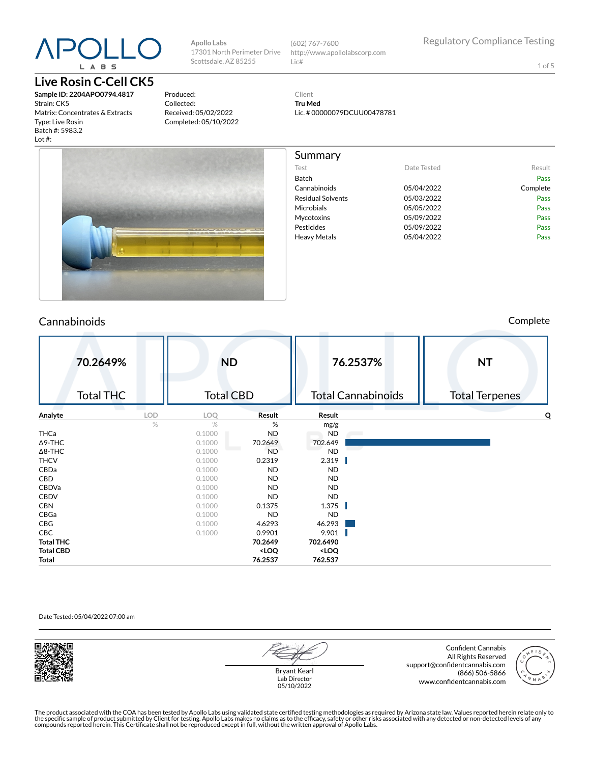# APOLLO LABS

Apollo Labs
17301 North Perimeter Drive
Scottsdale, AZ 85255

(602) 767-7600
http://www.apollolabscorp.com
Lic#

Regulatory Compliance Testing

## Live Rosin C-Cell CK5

**Sample ID: 2204APO0794.4817**
Strain: CK5
Matrix: Concentrates & Extracts
Type: Live Rosin
Batch #: 5983.2
Lot #:

Produced:
Collected:
Received: 05/02/2022
Completed: 05/10/2022

Client
**Tru Med**
Lic. # 00000079DCUU00478781

## Summary

| Test | Date Tested | Result |
|---|---|---|
| Batch | | Pass |
| Cannabinoids | 05/04/2022 | Complete |
| Residual Solvents | 05/03/2022 | Pass |
| Microbials | 05/05/2022 | Pass |
| Mycotoxins | 05/09/2022 | Pass |
| Pesticides | 05/09/2022 | Pass |
| Heavy Metals | 05/04/2022 | Pass |

## Cannabinoids

Complete

| 70.2649% | ND | 76.2537% | NT |
|---|---|---|---|
| Total THC | Total CBD | Total Cannabinoids | Total Terpenes |

| Analyte | LOD | LOQ | Result | Result | Q |
|---|---|---|---|---|---|
| | % | % | % | mg/g | |
| THCa | | 0.1000 | ND | ND | |
| Δ9-THC | | 0.1000 | 70.2649 | 702.649 | |
| Δ8-THC | | 0.1000 | ND | ND | |
| THCV | | 0.1000 | 0.2319 | 2.319 | |
| CBDa | | 0.1000 | ND | ND | |
| CBD | | 0.1000 | ND | ND | |
| CBDVa | | 0.1000 | ND | ND | |
| CBDV | | 0.1000 | ND | ND | |
| CBN | | 0.1000 | 0.1375 | 1.375 | |
| CBGa | | 0.1000 | ND | ND | |
| CBG | | 0.1000 | 4.6293 | 46.293 | |
| CBC | | 0.1000 | 0.9901 | 9.901 | |
| **Total THC** | | | **70.2649** | **702.6490** | |
| **Total CBD** | | | **<LOQ** | **<LOQ** | |
| **Total** | | | **76.2537** | **762.537** | |

Date Tested: 05/04/2022 07:00 am

Bryant Kearl
Lab Director
05/10/2022

Confident Cannabis
All Rights Reserved
support@confidentcannabis.com
(866) 506-5866
www.confidentcannabis.com

The product associated with the COA has been tested by Apollo Labs using validated state certified testing methodologies as required by Arizona state law. Values reported herein relate only to the specific sample of product submitted by Client for testing. Apollo Labs makes no claims as to the efficacy, safety or other risks associated with any detected or non-detected levels of any compounds reported herein. This Certificate shall not be reproduced except in full, without the written approval of Apollo Labs.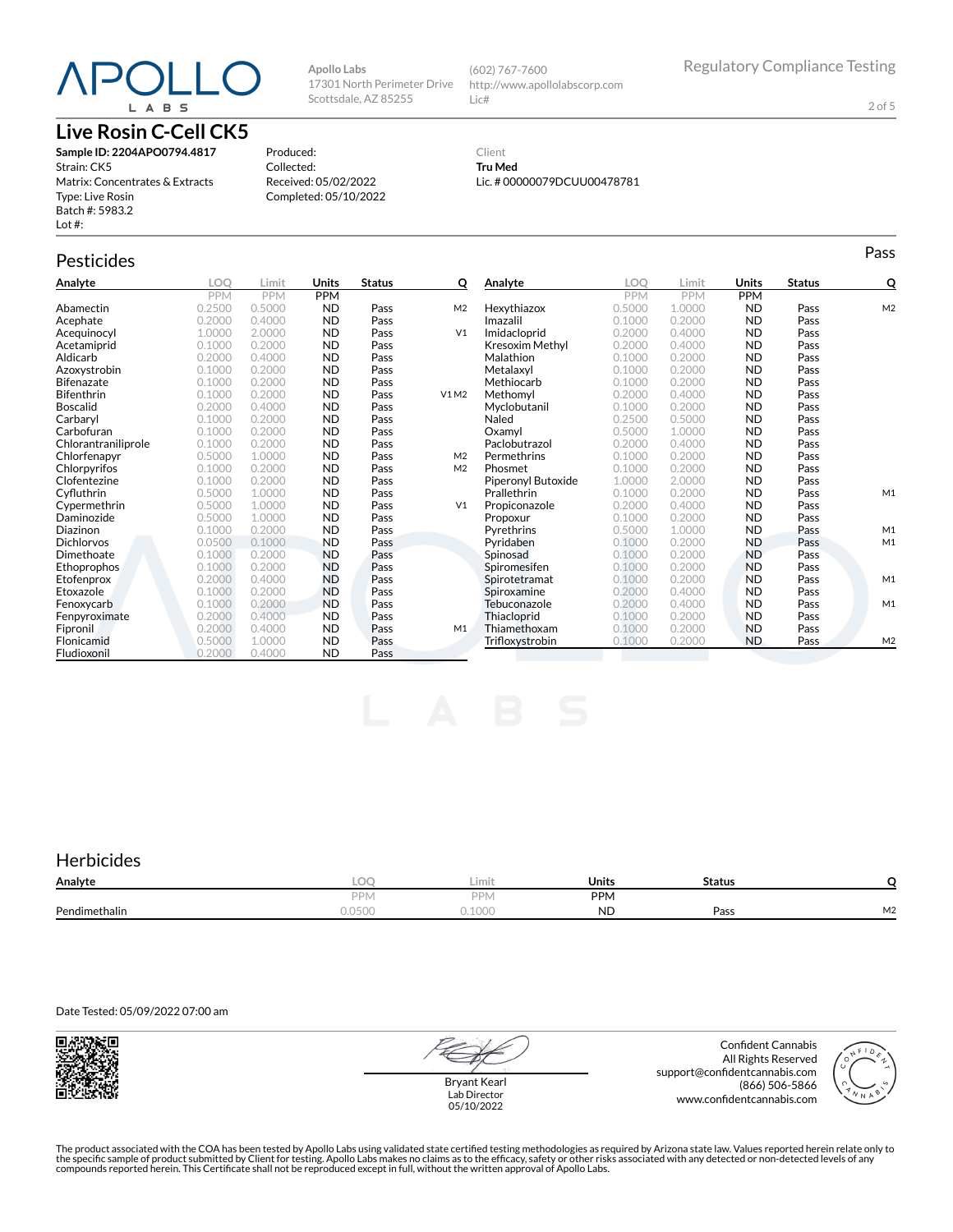APOLLO LABS

**Apollo Labs**
17301 North Perimeter Drive
Scottsdale, AZ 85255

(602) 767-7600
http://www.apollolabscorp.com
Lic#

Regulatory Compliance Testing

# Live Rosin C-Cell CK5

**Sample ID: 2204APO0794.4817**
Strain: CK5
Matrix: Concentrates & Extracts
Type: Live Rosin
Batch #: 5983.2
Lot #:

Produced:
Collected:
Received: 05/02/2022
Completed: 05/10/2022

Client
**Tru Med**
Lic. # 00000079DCUU00478781

## Pesticides

Pass

| Analyte | LOQ | Limit | Units | Status | Q |
|---|---|---|---|---|---|
| | PPM | PPM | PPM | | |
| Abamectin | 0.2500 | 0.5000 | ND | Pass | M2 |
| Acephate | 0.2000 | 0.4000 | ND | Pass | |
| Acequinocyl | 1.0000 | 2.0000 | ND | Pass | V1 |
| Acetamiprid | 0.1000 | 0.2000 | ND | Pass | |
| Aldicarb | 0.2000 | 0.4000 | ND | Pass | |
| Azoxystrobin | 0.1000 | 0.2000 | ND | Pass | |
| Bifenazate | 0.1000 | 0.2000 | ND | Pass | |
| Bifenthrin | 0.1000 | 0.2000 | ND | Pass | V1 M2 |
| Boscalid | 0.2000 | 0.4000 | ND | Pass | |
| Carbaryl | 0.1000 | 0.2000 | ND | Pass | |
| Carbofuran | 0.1000 | 0.2000 | ND | Pass | |
| Chlorantraniliprole | 0.1000 | 0.2000 | ND | Pass | |
| Chlorfenapyr | 0.5000 | 1.0000 | ND | Pass | M2 |
| Chlorpyrifos | 0.1000 | 0.2000 | ND | Pass | M2 |
| Clofentezine | 0.1000 | 0.2000 | ND | Pass | |
| Cyfluthrin | 0.5000 | 1.0000 | ND | Pass | |
| Cypermethrin | 0.5000 | 1.0000 | ND | Pass | V1 |
| Daminozide | 0.5000 | 1.0000 | ND | Pass | |
| Diazinon | 0.1000 | 0.2000 | ND | Pass | |
| Dichlorvos | 0.0500 | 0.1000 | ND | Pass | |
| Dimethoate | 0.1000 | 0.2000 | ND | Pass | |
| Ethoprophos | 0.1000 | 0.2000 | ND | Pass | |
| Etofenprox | 0.2000 | 0.4000 | ND | Pass | |
| Etoxazole | 0.1000 | 0.2000 | ND | Pass | |
| Fenoxycarb | 0.1000 | 0.2000 | ND | Pass | |
| Fenpyroximate | 0.2000 | 0.4000 | ND | Pass | |
| Fipronil | 0.2000 | 0.4000 | ND | Pass | M1 |
| Flonicamid | 0.5000 | 1.0000 | ND | Pass | |
| Fludioxonil | 0.2000 | 0.4000 | ND | Pass | |
| Hexythiazox | 0.5000 | 1.0000 | ND | Pass | M2 |
| Imazalil | 0.1000 | 0.2000 | ND | Pass | |
| Imidacloprid | 0.2000 | 0.4000 | ND | Pass | |
| Kresoxim Methyl | 0.2000 | 0.4000 | ND | Pass | |
| Malathion | 0.1000 | 0.2000 | ND | Pass | |
| Metalaxyl | 0.1000 | 0.2000 | ND | Pass | |
| Methiocarb | 0.1000 | 0.2000 | ND | Pass | |
| Methomyl | 0.2000 | 0.4000 | ND | Pass | |
| Myclobutanil | 0.1000 | 0.2000 | ND | Pass | |
| Naled | 0.2500 | 0.5000 | ND | Pass | |
| Oxamyl | 0.5000 | 1.0000 | ND | Pass | |
| Paclobutrazol | 0.2000 | 0.4000 | ND | Pass | |
| Permethrins | 0.1000 | 0.2000 | ND | Pass | |
| Phosmet | 0.1000 | 0.2000 | ND | Pass | |
| Piperonyl Butoxide | 1.0000 | 2.0000 | ND | Pass | |
| Prallethrin | 0.1000 | 0.2000 | ND | Pass | M1 |
| Propiconazole | 0.2000 | 0.4000 | ND | Pass | |
| Propoxur | 0.1000 | 0.2000 | ND | Pass | |
| Pyrethrins | 0.5000 | 1.0000 | ND | Pass | M1 |
| Pyridaben | 0.1000 | 0.2000 | ND | Pass | M1 |
| Spinosad | 0.1000 | 0.2000 | ND | Pass | |
| Spiromesifen | 0.1000 | 0.2000 | ND | Pass | |
| Spirotetramat | 0.1000 | 0.2000 | ND | Pass | M1 |
| Spiroxamine | 0.2000 | 0.4000 | ND | Pass | |
| Tebuconazole | 0.2000 | 0.4000 | ND | Pass | M1 |
| Thiacloprid | 0.1000 | 0.2000 | ND | Pass | |
| Thiamethoxam | 0.1000 | 0.2000 | ND | Pass | |
| Trifloxystrobin | 0.1000 | 0.2000 | ND | Pass | M2 |

## Herbicides

| Analyte | LOQ | Limit | Units | Status | Q |
|---|---|---|---|---|---|
| | PPM | PPM | PPM | | |
| Pendimethalin | 0.0500 | 0.1000 | ND | Pass | M2 |

Date Tested: 05/09/2022 07:00 am

Bryant Kearl
Lab Director
05/10/2022

Confident Cannabis
All Rights Reserved
support@confidentcannabis.com
(866) 506-5866
www.confidentcannabis.com

The product associated with the COA has been tested by Apollo Labs using validated state certified testing methodologies as required by Arizona state law. Values reported herein relate only to the specific sample of product submitted by Client for testing. Apollo Labs makes no claims as to the efficacy, safety or other risks associated with any detected or non-detected levels of any compounds reported herein. This Certificate shall not be reproduced except in full, without the written approval of Apollo Labs.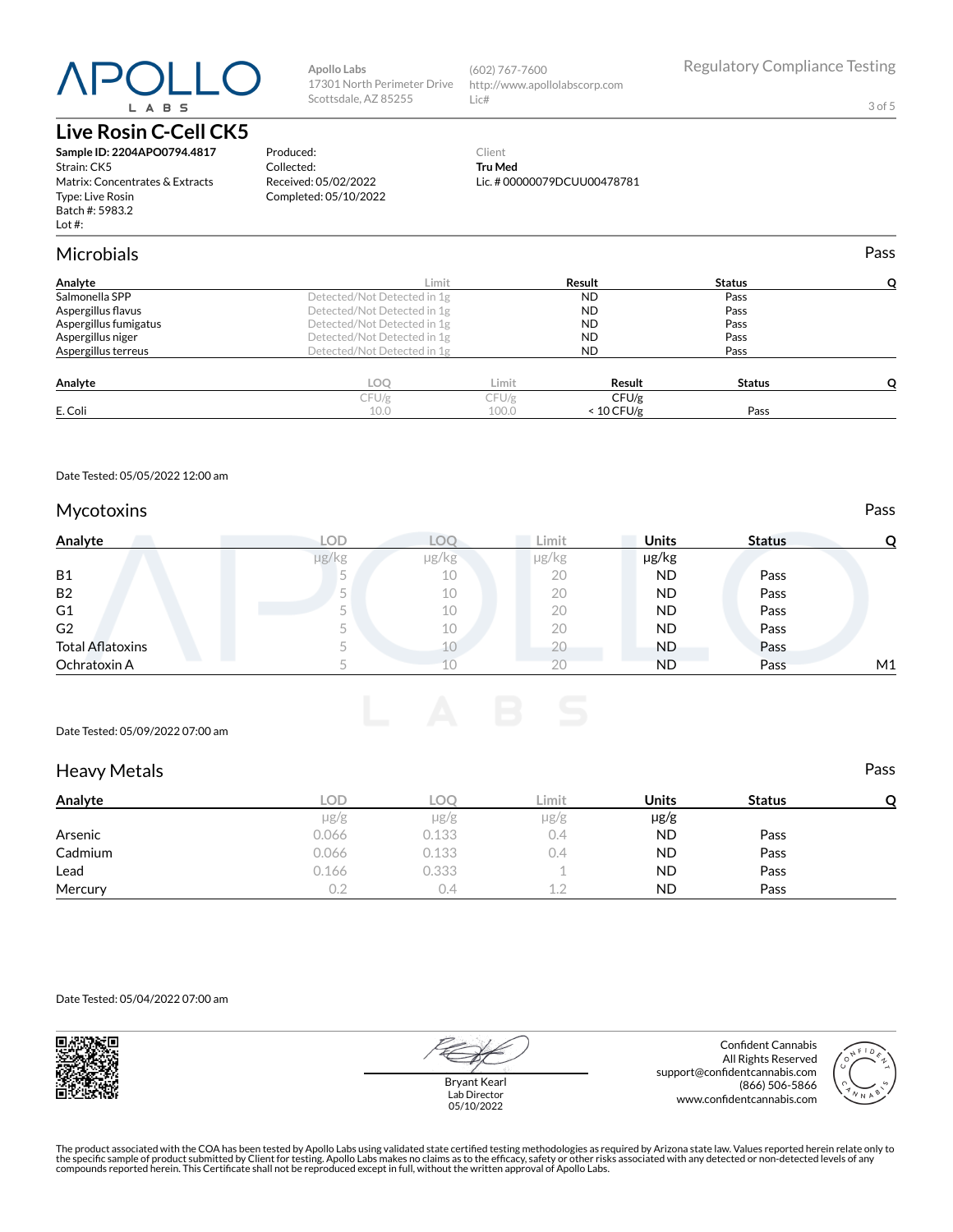Apollo Labs
17301 North Perimeter Drive
Scottsdale, AZ 85255

(602) 767-7600
http://www.apollolabscorp.com
Lic#

Regulatory Compliance Testing

# Live Rosin C-Cell CK5

**Sample ID: 2204APO0794.4817**
Strain: CK5
Matrix: Concentrates & Extracts
Type: Live Rosin
Batch #: 5983.2
Lot #:

Produced:
Collected:
Received: 05/02/2022
Completed: 05/10/2022

Client
**Tru Med**
Lic. # 00000079DCUU00478781

## Microbials

Pass

| Analyte | Limit | Result | Status | Q |
|---|---|---|---|---|
| Salmonella SPP | Detected/Not Detected in 1g | ND | Pass | |
| Aspergillus flavus | Detected/Not Detected in 1g | ND | Pass | |
| Aspergillus fumigatus | Detected/Not Detected in 1g | ND | Pass | |
| Aspergillus niger | Detected/Not Detected in 1g | ND | Pass | |
| Aspergillus terreus | Detected/Not Detected in 1g | ND | Pass | |

| Analyte | LOQ | Limit | Result | Status | Q |
|---|---|---|---|---|---|
| | CFU/g | CFU/g | CFU/g | | |
| E. Coli | 10.0 | 100.0 | < 10 CFU/g | Pass | |

Date Tested: 05/05/2022 12:00 am

## Mycotoxins

Pass

| Analyte | LOD | LOQ | Limit | Units | Status | Q |
|---|---|---|---|---|---|---|
| | µg/kg | µg/kg | µg/kg | µg/kg | | |
| B1 | 5 | 10 | 20 | ND | Pass | |
| B2 | 5 | 10 | 20 | ND | Pass | |
| G1 | 5 | 10 | 20 | ND | Pass | |
| G2 | 5 | 10 | 20 | ND | Pass | |
| Total Aflatoxins | 5 | 10 | 20 | ND | Pass | |
| Ochratoxin A | 5 | 10 | 20 | ND | Pass | M1 |

Date Tested: 05/09/2022 07:00 am

## Heavy Metals

Pass

| Analyte | LOD | LOQ | Limit | Units | Status | Q |
|---|---|---|---|---|---|---|
| | µg/g | µg/g | µg/g | µg/g | | |
| Arsenic | 0.066 | 0.133 | 0.4 | ND | Pass | |
| Cadmium | 0.066 | 0.133 | 0.4 | ND | Pass | |
| Lead | 0.166 | 0.333 | 1 | ND | Pass | |
| Mercury | 0.2 | 0.4 | 1.2 | ND | Pass | |

Date Tested: 05/04/2022 07:00 am

Bryant Kearl
Lab Director
05/10/2022

Confident Cannabis
All Rights Reserved
support@confidentcannabis.com
(866) 506-5866
www.confidentcannabis.com

The product associated with the COA has been tested by Apollo Labs using validated state certified testing methodologies as required by Arizona state law. Values reported herein relate only to the specific sample of product submitted by Client for testing. Apollo Labs makes no claims as to the efficacy, safety or other risks associated with any detected or non-detected levels of any compounds reported herein. This Certificate shall not be reproduced except in full, without the written approval of Apollo Labs.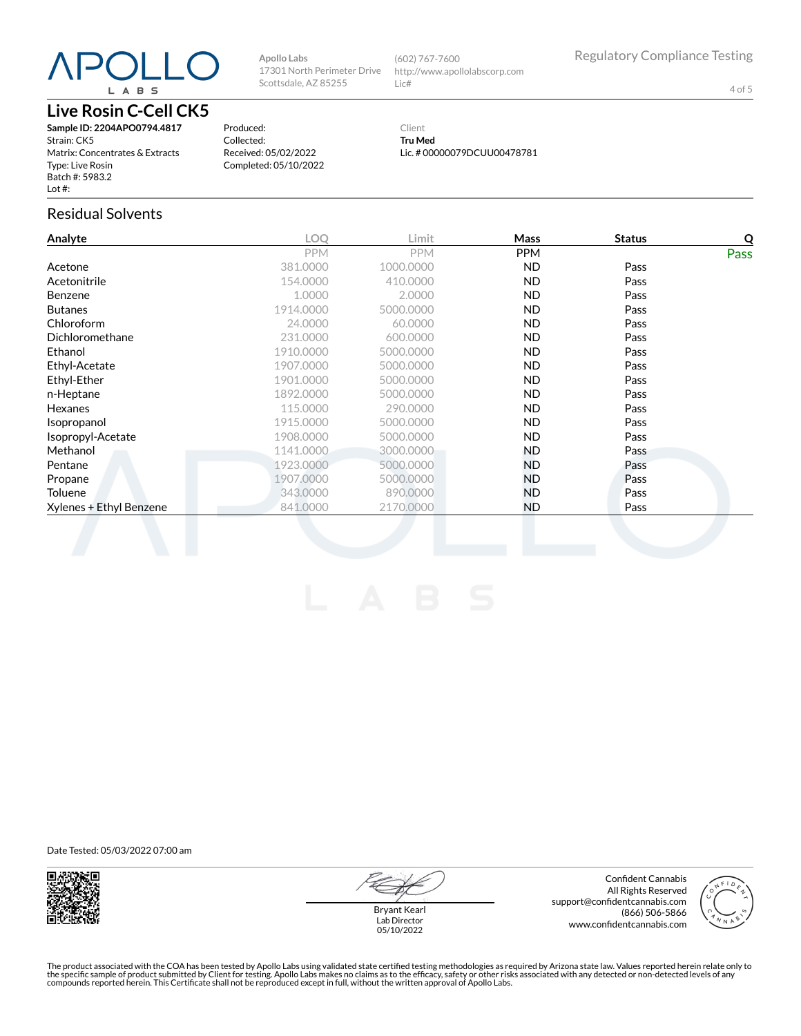# Live Rosin C-Cell CK5

Apollo Labs
17301 North Perimeter Drive
Scottsdale, AZ 85255

(602) 767-7600
http://www.apollolabscorp.com
Lic#

Regulatory Compliance Testing

**Sample ID: 2204APO0794.4817**
Strain: CK5
Matrix: Concentrates & Extracts
Type: Live Rosin
Batch #: 5983.2
Lot #:

Produced:
Collected:
Received: 05/02/2022
Completed: 05/10/2022

Client
**Tru Med**
Lic. # 00000079DCUU00478781

## Residual Solvents

| Analyte | LOQ | Limit | Mass | Status | Q |
|---|---|---|---|---|---|
| | PPM | PPM | PPM | | Pass |
| Acetone | 381.0000 | 1000.0000 | ND | Pass | |
| Acetonitrile | 154.0000 | 410.0000 | ND | Pass | |
| Benzene | 1.0000 | 2.0000 | ND | Pass | |
| Butanes | 1914.0000 | 5000.0000 | ND | Pass | |
| Chloroform | 24.0000 | 60.0000 | ND | Pass | |
| Dichloromethane | 231.0000 | 600.0000 | ND | Pass | |
| Ethanol | 1910.0000 | 5000.0000 | ND | Pass | |
| Ethyl-Acetate | 1907.0000 | 5000.0000 | ND | Pass | |
| Ethyl-Ether | 1901.0000 | 5000.0000 | ND | Pass | |
| n-Heptane | 1892.0000 | 5000.0000 | ND | Pass | |
| Hexanes | 115.0000 | 290.0000 | ND | Pass | |
| Isopropanol | 1915.0000 | 5000.0000 | ND | Pass | |
| Isopropyl-Acetate | 1908.0000 | 5000.0000 | ND | Pass | |
| Methanol | 1141.0000 | 3000.0000 | ND | Pass | |
| Pentane | 1923.0000 | 5000.0000 | ND | Pass | |
| Propane | 1907.0000 | 5000.0000 | ND | Pass | |
| Toluene | 343.0000 | 890.0000 | ND | Pass | |
| Xylenes + Ethyl Benzene | 841.0000 | 2170.0000 | ND | Pass | |

Date Tested: 05/03/2022 07:00 am

Bryant Kearl
Lab Director
05/10/2022

Confident Cannabis
All Rights Reserved
support@confidentcannabis.com
(866) 506-5866
www.confidentcannabis.com

The product associated with the COA has been tested by Apollo Labs using validated state certified testing methodologies as required by Arizona state law. Values reported herein relate only to the specific sample of product submitted by Client for testing. Apollo Labs makes no claims as to the efficacy, safety or other risks associated with any detected or non-detected levels of any compounds reported herein. This Certificate shall not be reproduced except in full, without the written approval of Apollo Labs.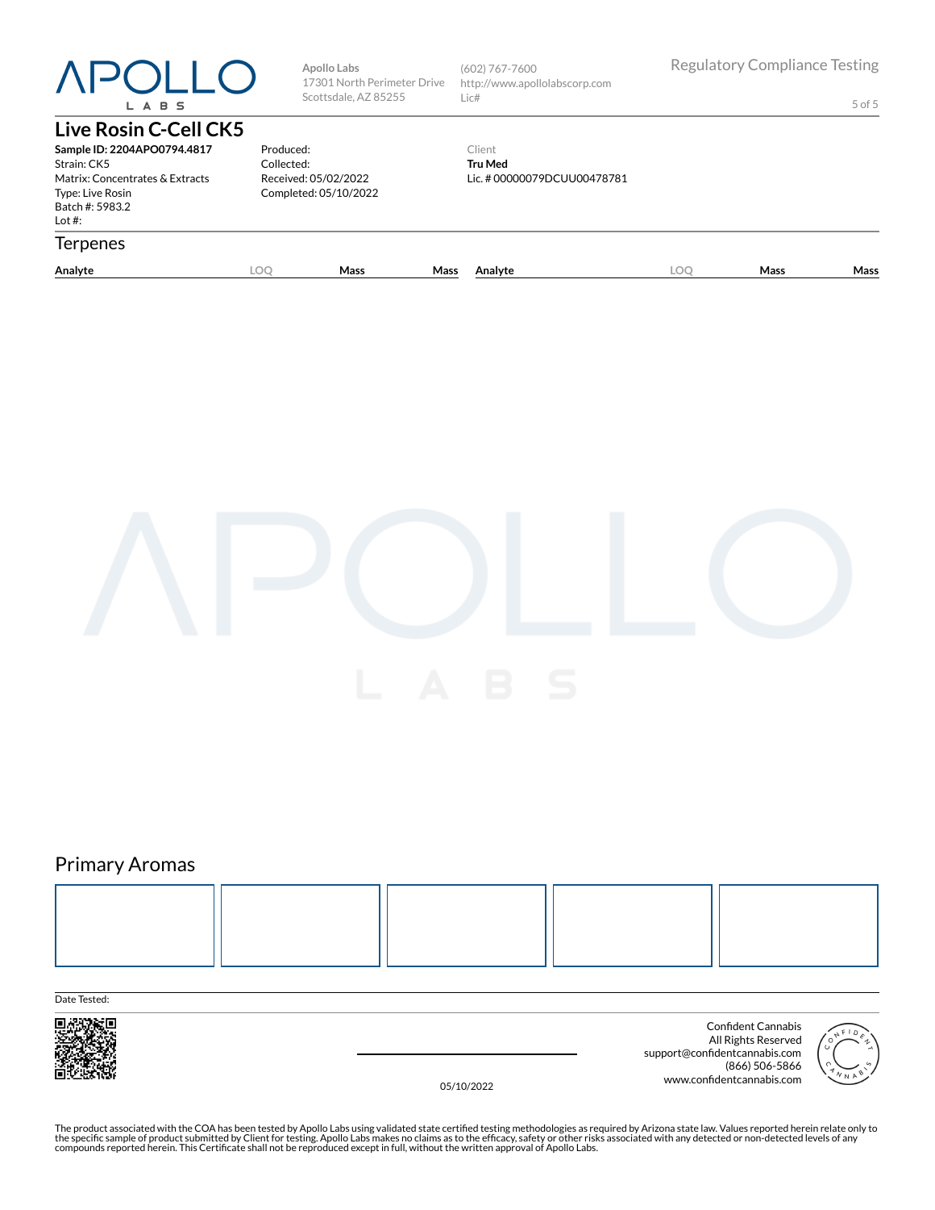# Live Rosin C-Cell CK5

**Sample ID: 2204APO0794.4817**
Strain: CK5
Matrix: Concentrates & Extracts
Type: Live Rosin
Batch #: 5983.2
Lot #:

Produced:
Collected:
Received: 05/02/2022
Completed: 05/10/2022

Client
**Tru Med**
Lic. # 00000079DCUU00478781

## Terpenes

| Analyte | LOQ | Mass | Mass | Analyte | LOQ | Mass | Mass |
|---|---|---|---|---|---|---|---|

## Primary Aromas

Date Tested:

05/10/2022

Confident Cannabis
All Rights Reserved
support@confidentcannabis.com
(866) 506-5866
www.confidentcannabis.com

The product associated with the COA has been tested by Apollo Labs using validated state certified testing methodologies as required by Arizona state law. Values reported herein relate only to the specific sample of product submitted by Client for testing. Apollo Labs makes no claims as to the efficacy, safety or other risks associated with any detected or non-detected levels of any compounds reported herein. This Certificate shall not be reproduced except in full, without the written approval of Apollo Labs.